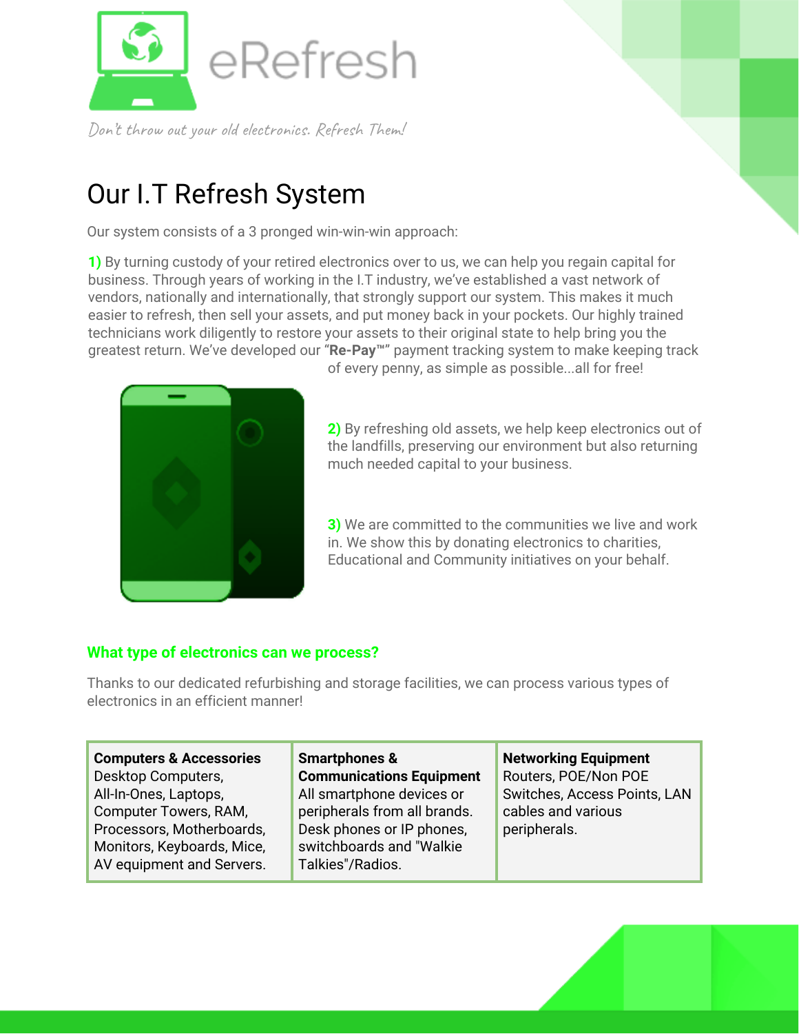eRefresh

*Don't throw out your old electronics. Refresh Them!*

# Our I.T Refresh System

Our system consists of a 3 pronged win-win-win approach:

**1)** By turning custody of your retired electronics over to us, we can help you regain capital for business. Through years of working in the I.T industry, we've established a vast network of vendors, nationally and internationally, that strongly support our system. This makes it much easier to refresh, then sell your assets, and put money back in your pockets. Our highly trained technicians work diligently to restore your assets to their original state to help bring you the greatest return. We've developed our "**Re-Pay**™" payment tracking system to make keeping track of every penny, as simple as possible...all for free!

**2)** By refreshing old assets, we help keep electronics out of the landfills, preserving our environment but also returning much needed capital to your business.

**3)** We are committed to the communities we live and work in. We show this by donating electronics to charities, Educational and Community initiatives on your behalf.

### What type of electronics can we process?

Thanks to our dedicated refurbishing and storage facilities, we can process various types of electronics in an efficient manner!

| **Computers & Accessories** | **Smartphones & Communications Equipment** | **Networking Equipment** |
| --- | --- | --- |
| Desktop Computers, All-In-Ones, Laptops, Computer Towers, RAM, Processors, Motherboards, Monitors, Keyboards, Mice, AV equipment and Servers. | All smartphone devices or peripherals from all brands. Desk phones or IP phones, switchboards and "Walkie Talkies"/Radios. | Routers, POE/Non POE Switches, Access Points, LAN cables and various peripherals. |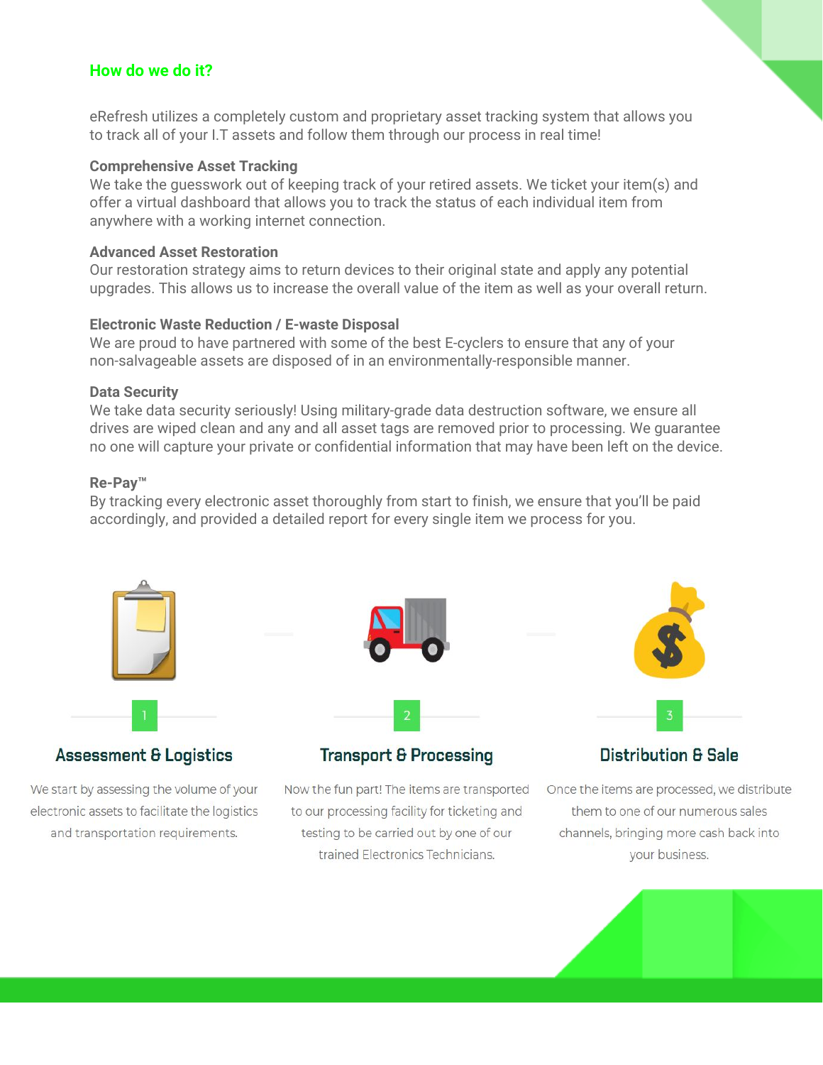## How do we do it?

eRefresh utilizes a completely custom and proprietary asset tracking system that allows you to track all of your I.T assets and follow them through our process in real time!

**Comprehensive Asset Tracking**
We take the guesswork out of keeping track of your retired assets. We ticket your item(s) and offer a virtual dashboard that allows you to track the status of each individual item from anywhere with a working internet connection.

**Advanced Asset Restoration**
Our restoration strategy aims to return devices to their original state and apply any potential upgrades. This allows us to increase the overall value of the item as well as your overall return.

**Electronic Waste Reduction / E-waste Disposal**
We are proud to have partnered with some of the best E-cyclers to ensure that any of your non-salvageable assets are disposed of in an environmentally-responsible manner.

**Data Security**
We take data security seriously! Using military-grade data destruction software, we ensure all drives are wiped clean and any and all asset tags are removed prior to processing. We guarantee no one will capture your private or confidential information that may have been left on the device.

**Re-Pay™**
By tracking every electronic asset thoroughly from start to finish, we ensure that you'll be paid accordingly, and provided a detailed report for every single item we process for you.

1

### Assessment & Logistics

We start by assessing the volume of your electronic assets to facilitate the logistics and transportation requirements.

2

### Transport & Processing

Now the fun part! The items are transported to our processing facility for ticketing and testing to be carried out by one of our trained Electronics Technicians.

3

### Distribution & Sale

Once the items are processed, we distribute them to one of our numerous sales channels, bringing more cash back into your business.